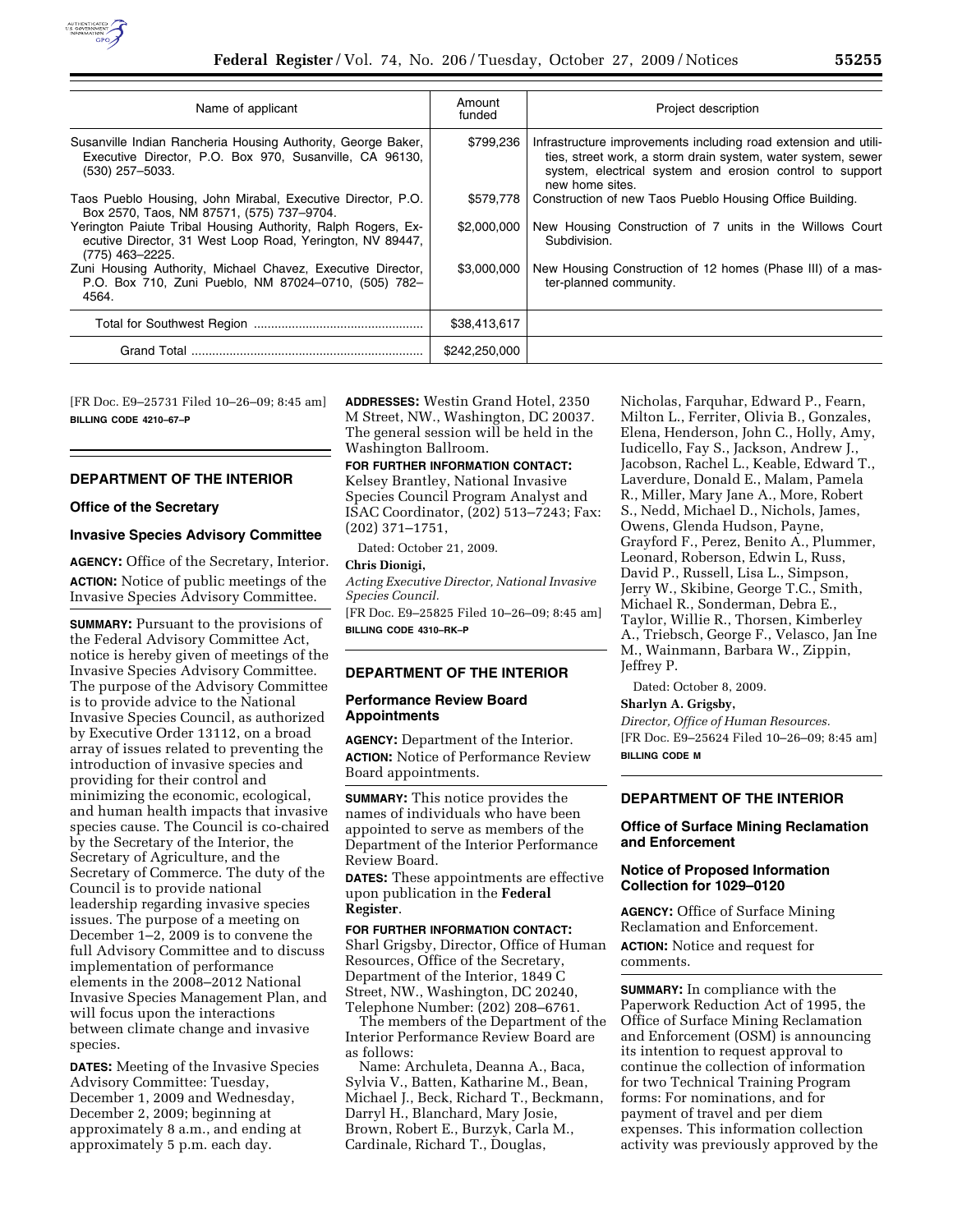| Name of applicant | Amount funded | Project description |
|---|---|---|
| Susanville Indian Rancheria Housing Authority, George Baker, Executive Director, P.O. Box 970, Susanville, CA 96130, (530) 257–5033. | $799,236 | Infrastructure improvements including road extension and utilities, street work, a storm drain system, water system, sewer system, electrical system and erosion control to support new home sites. |
| Taos Pueblo Housing, John Mirabal, Executive Director, P.O. Box 2570, Taos, NM 87571, (575) 737–9704. | $579,778 | Construction of new Taos Pueblo Housing Office Building. |
| Yerington Paiute Tribal Housing Authority, Ralph Rogers, Executive Director, 31 West Loop Road, Yerington, NV 89447, (775) 463–2225. | $2,000,000 | New Housing Construction of 7 units in the Willows Court Subdivision. |
| Zuni Housing Authority, Michael Chavez, Executive Director, P.O. Box 710, Zuni Pueblo, NM 87024–0710, (505) 782–4564. | $3,000,000 | New Housing Construction of 12 homes (Phase III) of a master-planned community. |
| Total for Southwest Region | $38,413,617 | |
| Grand Total | $242,250,000 | |

[FR Doc. E9–25731 Filed 10–26–09; 8:45 am]

**BILLING CODE 4210–67–P**

---

## DEPARTMENT OF THE INTERIOR

### Office of the Secretary

### Invasive Species Advisory Committee

**AGENCY:** Office of the Secretary, Interior.

**ACTION:** Notice of public meetings of the Invasive Species Advisory Committee.

**SUMMARY:** Pursuant to the provisions of the Federal Advisory Committee Act, notice is hereby given of meetings of the Invasive Species Advisory Committee. The purpose of the Advisory Committee is to provide advice to the National Invasive Species Council, as authorized by Executive Order 13112, on a broad array of issues related to preventing the introduction of invasive species and providing for their control and minimizing the economic, ecological, and human health impacts that invasive species cause. The Council is co-chaired by the Secretary of the Interior, the Secretary of Agriculture, and the Secretary of Commerce. The duty of the Council is to provide national leadership regarding invasive species issues. The purpose of a meeting on December 1–2, 2009 is to convene the full Advisory Committee and to discuss implementation of performance elements in the 2008–2012 National Invasive Species Management Plan, and will focus upon the interactions between climate change and invasive species.

**DATES:** Meeting of the Invasive Species Advisory Committee: Tuesday, December 1, 2009 and Wednesday, December 2, 2009; beginning at approximately 8 a.m., and ending at approximately 5 p.m. each day.

**ADDRESSES:** Westin Grand Hotel, 2350 M Street, NW., Washington, DC 20037. The general session will be held in the Washington Ballroom.

**FOR FURTHER INFORMATION CONTACT:** Kelsey Brantley, National Invasive Species Council Program Analyst and ISAC Coordinator, (202) 513–7243; Fax: (202) 371–1751,

Dated: October 21, 2009.

**Chris Dionigi,**

*Acting Executive Director, National Invasive Species Council.*

[FR Doc. E9–25825 Filed 10–26–09; 8:45 am]

**BILLING CODE 4310–RK–P**

---

## DEPARTMENT OF THE INTERIOR

### Performance Review Board Appointments

**AGENCY:** Department of the Interior.

**ACTION:** Notice of Performance Review Board appointments.

**SUMMARY:** This notice provides the names of individuals who have been appointed to serve as members of the Department of the Interior Performance Review Board.

**DATES:** These appointments are effective upon publication in the **Federal Register**.

**FOR FURTHER INFORMATION CONTACT:** Sharl Grigsby, Director, Office of Human Resources, Office of the Secretary, Department of the Interior, 1849 C Street, NW., Washington, DC 20240, Telephone Number: (202) 208–6761.

The members of the Department of the Interior Performance Review Board are as follows:

Name: Archuleta, Deanna A., Baca, Sylvia V., Batten, Katharine M., Bean, Michael J., Beck, Richard T., Beckmann, Darryl H., Blanchard, Mary Josie, Brown, Robert E., Burzyk, Carla M., Cardinale, Richard T., Douglas, Nicholas, Farquhar, Edward P., Fearn, Milton L., Ferriter, Olivia B., Gonzales, Elena, Henderson, John C., Holly, Amy, Iudicello, Fay S., Jackson, Andrew J., Jacobson, Rachel L., Keable, Edward T., Laverdure, Donald E., Malam, Pamela R., Miller, Mary Jane A., More, Robert S., Nedd, Michael D., Nichols, James, Owens, Glenda Hudson, Payne, Grayford F., Perez, Benito A., Plummer, Leonard, Roberson, Edwin L., Russ, David P., Russell, Lisa L., Simpson, Jerry W., Skibine, George T.C., Smith, Michael R., Sonderman, Debra E., Taylor, Willie R., Thorsen, Kimberley A., Triebsch, George F., Velasco, Jan Ine M., Wainmann, Barbara W., Zippin, Jeffrey P.

Dated: October 8, 2009.

**Sharlyn A. Grigsby,**

*Director, Office of Human Resources.*

[FR Doc. E9–25624 Filed 10–26–09; 8:45 am]

**BILLING CODE M**

---

## DEPARTMENT OF THE INTERIOR

### Office of Surface Mining Reclamation and Enforcement

### Notice of Proposed Information Collection for 1029–0120

**AGENCY:** Office of Surface Mining Reclamation and Enforcement.

**ACTION:** Notice and request for comments.

**SUMMARY:** In compliance with the Paperwork Reduction Act of 1995, the Office of Surface Mining Reclamation and Enforcement (OSM) is announcing its intention to request approval to continue the collection of information for two Technical Training Program forms: For nominations, and for payment of travel and per diem expenses. This information collection activity was previously approved by the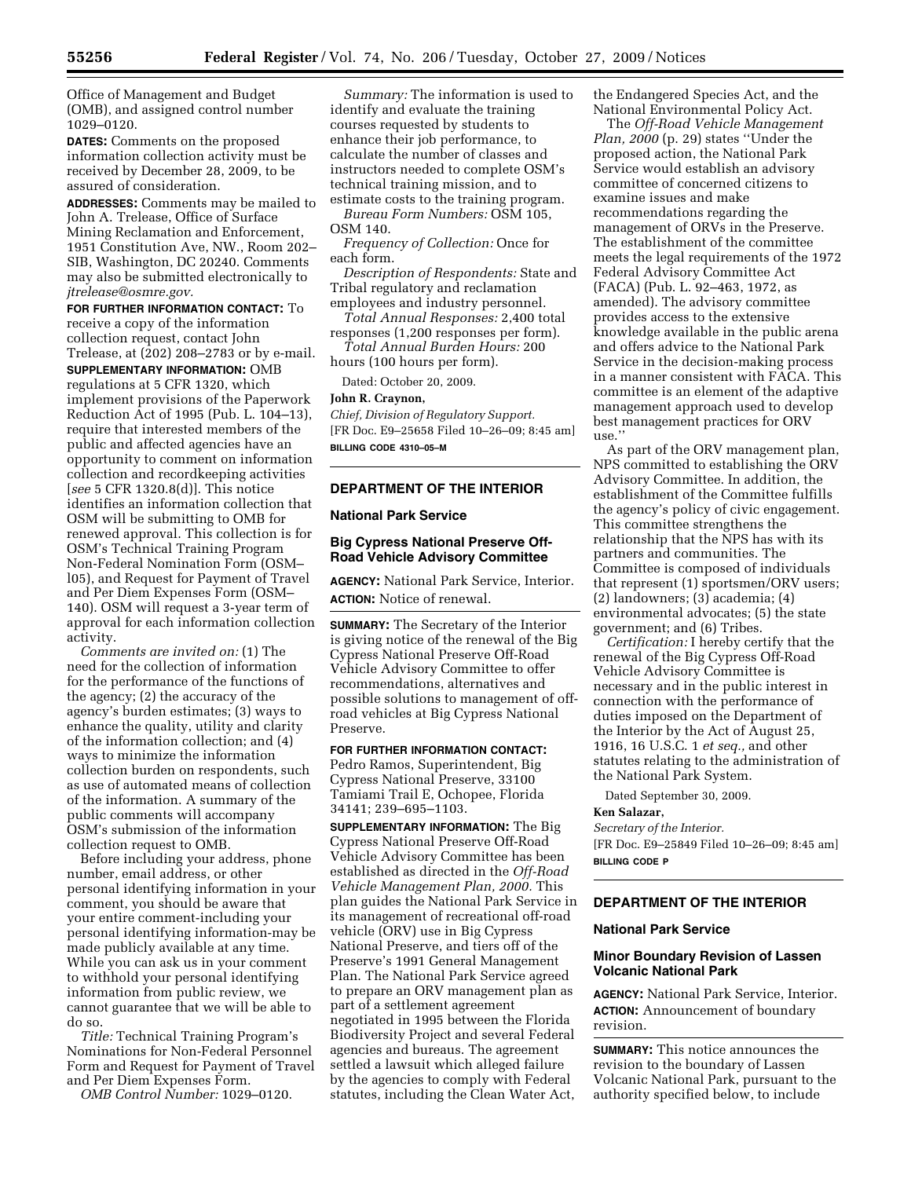Office of Management and Budget (OMB), and assigned control number 1029–0120.

**DATES:** Comments on the proposed information collection activity must be received by December 28, 2009, to be assured of consideration.

**ADDRESSES:** Comments may be mailed to John A. Trelease, Office of Surface Mining Reclamation and Enforcement, 1951 Constitution Ave, NW., Room 202–SIB, Washington, DC 20240. Comments may also be submitted electronically to *jtrelease@osmre.gov.*

**FOR FURTHER INFORMATION CONTACT:** To receive a copy of the information collection request, contact John Trelease, at (202) 208–2783 or by e-mail.

**SUPPLEMENTARY INFORMATION:** OMB regulations at 5 CFR 1320, which implement provisions of the Paperwork Reduction Act of 1995 (Pub. L. 104–13), require that interested members of the public and affected agencies have an opportunity to comment on information collection and recordkeeping activities [*see* 5 CFR 1320.8(d)]. This notice identifies an information collection that OSM will be submitting to OMB for renewed approval. This collection is for OSM's Technical Training Program Non-Federal Nomination Form (OSM–l05), and Request for Payment of Travel and Per Diem Expenses Form (OSM–140). OSM will request a 3-year term of approval for each information collection activity.

*Comments are invited on:* (1) The need for the collection of information for the performance of the functions of the agency; (2) the accuracy of the agency's burden estimates; (3) ways to enhance the quality, utility and clarity of the information collection; and (4) ways to minimize the information collection burden on respondents, such as use of automated means of collection of the information. A summary of the public comments will accompany OSM's submission of the information collection request to OMB.

Before including your address, phone number, email address, or other personal identifying information in your comment, you should be aware that your entire comment-including your personal identifying information-may be made publicly available at any time. While you can ask us in your comment to withhold your personal identifying information from public review, we cannot guarantee that we will be able to do so.

*Title:* Technical Training Program's Nominations for Non-Federal Personnel Form and Request for Payment of Travel and Per Diem Expenses Form.

*OMB Control Number:* 1029–0120.

*Summary:* The information is used to identify and evaluate the training courses requested by students to enhance their job performance, to calculate the number of classes and instructors needed to complete OSM's technical training mission, and to estimate costs to the training program.

*Bureau Form Numbers:* OSM 105, OSM 140.

*Frequency of Collection:* Once for each form.

*Description of Respondents:* State and Tribal regulatory and reclamation employees and industry personnel.

*Total Annual Responses:* 2,400 total responses (1,200 responses per form).

*Total Annual Burden Hours:* 200 hours (100 hours per form).

Dated: October 20, 2009.

**John R. Craynon,**

*Chief, Division of Regulatory Support.*

[FR Doc. E9–25658 Filed 10–26–09; 8:45 am]

**BILLING CODE 4310–05–M**

## DEPARTMENT OF THE INTERIOR

### National Park Service

### Big Cypress National Preserve Off-Road Vehicle Advisory Committee

**AGENCY:** National Park Service, Interior.

**ACTION:** Notice of renewal.

**SUMMARY:** The Secretary of the Interior is giving notice of the renewal of the Big Cypress National Preserve Off-Road Vehicle Advisory Committee to offer recommendations, alternatives and possible solutions to management of off-road vehicles at Big Cypress National Preserve.

**FOR FURTHER INFORMATION CONTACT:** Pedro Ramos, Superintendent, Big Cypress National Preserve, 33100 Tamiami Trail E, Ochopee, Florida 34141; 239–695–1103.

**SUPPLEMENTARY INFORMATION:** The Big Cypress National Preserve Off-Road Vehicle Advisory Committee has been established as directed in the *Off-Road Vehicle Management Plan, 2000.* This plan guides the National Park Service in its management of recreational off-road vehicle (ORV) use in Big Cypress National Preserve, and tiers off of the Preserve's 1991 General Management Plan. The National Park Service agreed to prepare an ORV management plan as part of a settlement agreement negotiated in 1995 between the Florida Biodiversity Project and several Federal agencies and bureaus. The agreement settled a lawsuit which alleged failure by the agencies to comply with Federal statutes, including the Clean Water Act, the Endangered Species Act, and the National Environmental Policy Act.

The *Off-Road Vehicle Management Plan, 2000* (p. 29) states ''Under the proposed action, the National Park Service would establish an advisory committee of concerned citizens to examine issues and make recommendations regarding the management of ORVs in the Preserve. The establishment of the committee meets the legal requirements of the 1972 Federal Advisory Committee Act (FACA) (Pub. L. 92–463, 1972, as amended). The advisory committee provides access to the extensive knowledge available in the public arena and offers advice to the National Park Service in the decision-making process in a manner consistent with FACA. This committee is an element of the adaptive management approach used to develop best management practices for ORV use.''

As part of the ORV management plan, NPS committed to establishing the ORV Advisory Committee. In addition, the establishment of the Committee fulfills the agency's policy of civic engagement. This committee strengthens the relationship that the NPS has with its partners and communities. The Committee is composed of individuals that represent (1) sportsmen/ORV users; (2) landowners; (3) academia; (4) environmental advocates; (5) the state government; and (6) Tribes.

*Certification:* I hereby certify that the renewal of the Big Cypress Off-Road Vehicle Advisory Committee is necessary and in the public interest in connection with the performance of duties imposed on the Department of the Interior by the Act of August 25, 1916, 16 U.S.C. 1 *et seq.,* and other statutes relating to the administration of the National Park System.

Dated September 30, 2009.

**Ken Salazar,**

*Secretary of the Interior.*

[FR Doc. E9–25849 Filed 10–26–09; 8:45 am]

**BILLING CODE P**

## DEPARTMENT OF THE INTERIOR

### National Park Service

### Minor Boundary Revision of Lassen Volcanic National Park

**AGENCY:** National Park Service, Interior.

**ACTION:** Announcement of boundary revision.

**SUMMARY:** This notice announces the revision to the boundary of Lassen Volcanic National Park, pursuant to the authority specified below, to include